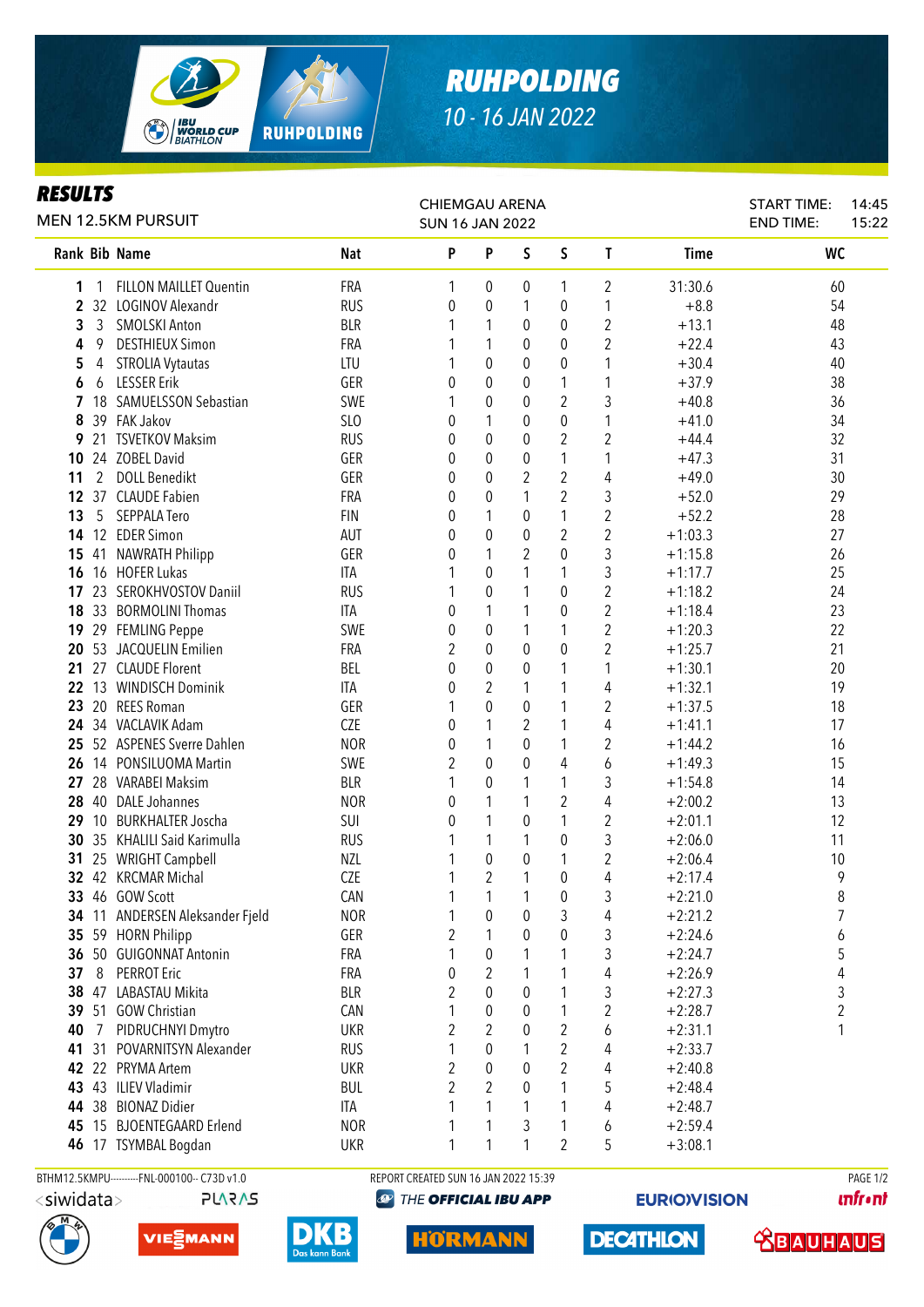# RUHPOLDING

10 - 16 JAN 2022

## RESULTS

MEN 12.5KM PURSUIT

CHIEMGAU ARENA
SUN 16 JAN 2022

START TIME: 14:45
END TIME: 15:22

| Rank | Bib | Name | Nat | P | P | S | S | T | Time | WC |
|---|---|---|---|---|---|---|---|---|---|---|
| 1 | 1 | FILLON MAILLET Quentin | FRA | 1 | 0 | 0 | 1 | 2 | 31:30.6 | 60 |
| 2 | 32 | LOGINOV Alexandr | RUS | 0 | 0 | 1 | 0 | 1 | +8.8 | 54 |
| 3 | 3 | SMOLSKI Anton | BLR | 1 | 1 | 0 | 0 | 2 | +13.1 | 48 |
| 4 | 9 | DESTHIEUX Simon | FRA | 1 | 1 | 0 | 0 | 2 | +22.4 | 43 |
| 5 | 4 | STROLIA Vytautas | LTU | 1 | 0 | 0 | 0 | 1 | +30.4 | 40 |
| 6 | 6 | LESSER Erik | GER | 0 | 0 | 0 | 1 | 1 | +37.9 | 38 |
| 7 | 18 | SAMUELSSON Sebastian | SWE | 1 | 0 | 0 | 2 | 3 | +40.8 | 36 |
| 8 | 39 | FAK Jakov | SLO | 0 | 1 | 0 | 0 | 1 | +41.0 | 34 |
| 9 | 21 | TSVETKOV Maksim | RUS | 0 | 0 | 0 | 2 | 2 | +44.4 | 32 |
| 10 | 24 | ZOBEL David | GER | 0 | 0 | 0 | 1 | 1 | +47.3 | 31 |
| 11 | 2 | DOLL Benedikt | GER | 0 | 0 | 2 | 2 | 4 | +49.0 | 30 |
| 12 | 37 | CLAUDE Fabien | FRA | 0 | 0 | 1 | 2 | 3 | +52.0 | 29 |
| 13 | 5 | SEPPALA Tero | FIN | 0 | 1 | 0 | 1 | 2 | +52.2 | 28 |
| 14 | 12 | EDER Simon | AUT | 0 | 0 | 0 | 2 | 2 | +1:03.3 | 27 |
| 15 | 41 | NAWRATH Philipp | GER | 0 | 1 | 2 | 0 | 3 | +1:15.8 | 26 |
| 16 | 16 | HOFER Lukas | ITA | 1 | 0 | 1 | 1 | 3 | +1:17.7 | 25 |
| 17 | 23 | SEROKHVOSTOV Daniil | RUS | 1 | 0 | 1 | 0 | 2 | +1:18.2 | 24 |
| 18 | 33 | BORMOLINI Thomas | ITA | 0 | 1 | 1 | 0 | 2 | +1:18.4 | 23 |
| 19 | 29 | FEMLING Peppe | SWE | 0 | 0 | 1 | 1 | 2 | +1:20.3 | 22 |
| 20 | 53 | JACQUELIN Emilien | FRA | 2 | 0 | 0 | 0 | 2 | +1:25.7 | 21 |
| 21 | 27 | CLAUDE Florent | BEL | 0 | 0 | 0 | 1 | 1 | +1:30.1 | 20 |
| 22 | 13 | WINDISCH Dominik | ITA | 0 | 2 | 1 | 1 | 4 | +1:32.1 | 19 |
| 23 | 20 | REES Roman | GER | 1 | 0 | 0 | 1 | 2 | +1:37.5 | 18 |
| 24 | 34 | VACLAVIK Adam | CZE | 0 | 1 | 2 | 1 | 4 | +1:41.1 | 17 |
| 25 | 52 | ASPENES Sverre Dahlen | NOR | 0 | 1 | 0 | 1 | 2 | +1:44.2 | 16 |
| 26 | 14 | PONSILUOMA Martin | SWE | 2 | 0 | 0 | 4 | 6 | +1:49.3 | 15 |
| 27 | 28 | VARABEI Maksim | BLR | 1 | 0 | 1 | 1 | 3 | +1:54.8 | 14 |
| 28 | 40 | DALE Johannes | NOR | 0 | 1 | 1 | 2 | 4 | +2:00.2 | 13 |
| 29 | 10 | BURKHALTER Joscha | SUI | 0 | 1 | 0 | 1 | 2 | +2:01.1 | 12 |
| 30 | 35 | KHALILI Said Karimulla | RUS | 1 | 1 | 1 | 0 | 3 | +2:06.0 | 11 |
| 31 | 25 | WRIGHT Campbell | NZL | 1 | 0 | 0 | 1 | 2 | +2:06.4 | 10 |
| 32 | 42 | KRCMAR Michal | CZE | 1 | 2 | 1 | 0 | 4 | +2:17.4 | 9 |
| 33 | 46 | GOW Scott | CAN | 1 | 1 | 1 | 0 | 3 | +2:21.0 | 8 |
| 34 | 11 | ANDERSEN Aleksander Fjeld | NOR | 1 | 0 | 0 | 3 | 4 | +2:21.2 | 7 |
| 35 | 59 | HORN Philipp | GER | 2 | 1 | 0 | 0 | 3 | +2:24.6 | 6 |
| 36 | 50 | GUIGONNAT Antonin | FRA | 1 | 0 | 1 | 1 | 3 | +2:24.7 | 5 |
| 37 | 8 | PERROT Eric | FRA | 0 | 2 | 1 | 1 | 4 | +2:26.9 | 4 |
| 38 | 47 | LABASTAU Mikita | BLR | 2 | 0 | 0 | 1 | 3 | +2:27.3 | 3 |
| 39 | 51 | GOW Christian | CAN | 1 | 0 | 0 | 1 | 2 | +2:28.7 | 2 |
| 40 | 7 | PIDRUCHNYI Dmytro | UKR | 2 | 2 | 0 | 2 | 6 | +2:31.1 | 1 |
| 41 | 31 | POVARNITSYN Alexander | RUS | 1 | 0 | 1 | 2 | 4 | +2:33.7 | |
| 42 | 22 | PRYMA Artem | UKR | 2 | 0 | 0 | 2 | 4 | +2:40.8 | |
| 43 | 43 | ILIEV Vladimir | BUL | 2 | 2 | 0 | 1 | 5 | +2:48.4 | |
| 44 | 38 | BIONAZ Didier | ITA | 1 | 1 | 1 | 1 | 4 | +2:48.7 | |
| 45 | 15 | BJOENTEGAARD Erlend | NOR | 1 | 1 | 3 | 1 | 6 | +2:59.4 | |
| 46 | 17 | TSYMBAL Bogdan | UKR | 1 | 1 | 1 | 2 | 5 | +3:08.1 | |

BTHM12.5KMPU----------FNL-000100-- C73D v1.0

REPORT CREATED SUN 16 JAN 2022 15:39

THE OFFICIAL IBU APP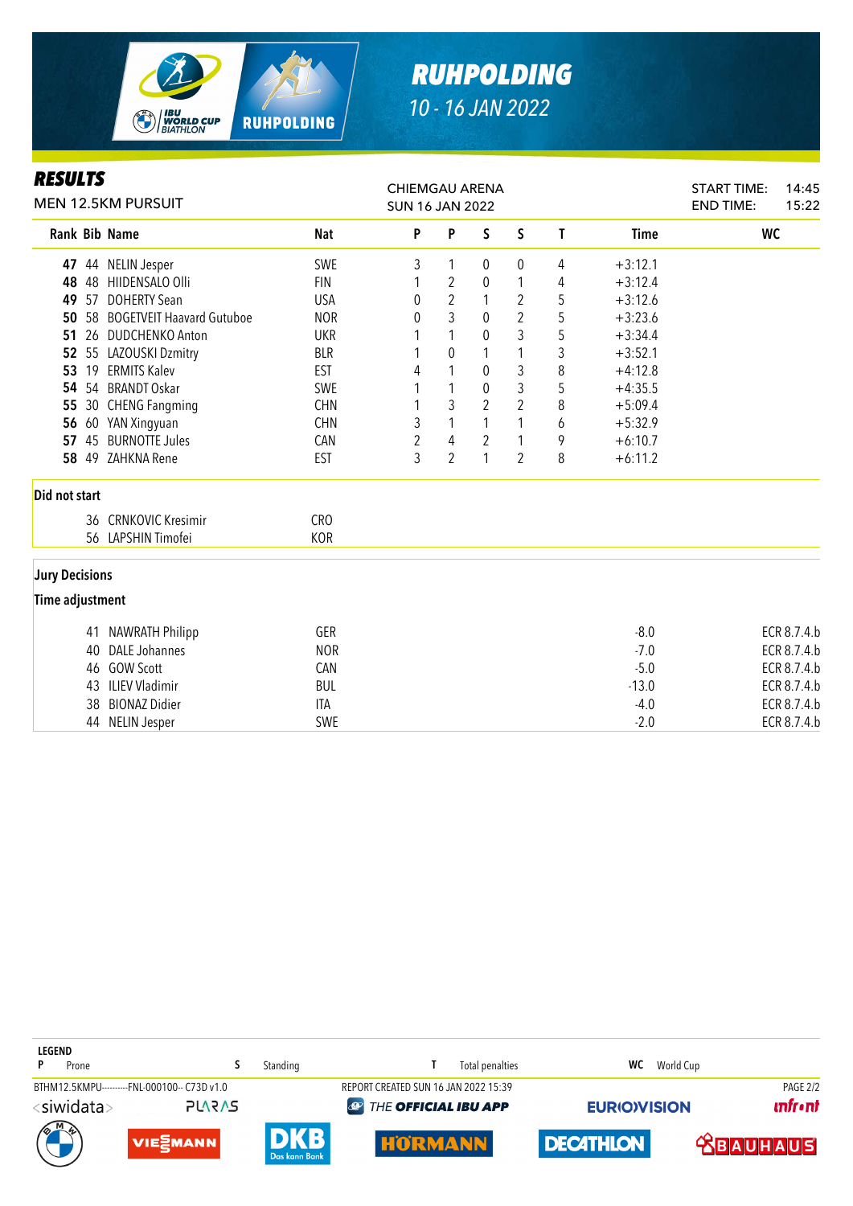# RUHPOLDING

10 - 16 JAN 2022

## RESULTS

MEN 12.5KM PURSUIT

CHIEMGAU ARENA
SUN 16 JAN 2022

START TIME: 14:45
END TIME: 15:22

| Rank | Bib | Name | Nat | P | P | S | S | T | Time | WC |
|---|---|---|---|---|---|---|---|---|---|---|
| **47** | 44 | NELIN Jesper | SWE | 3 | 1 | 0 | 0 | 4 | +3:12.1 | |
| **48** | 48 | HIIDENSALO Olli | FIN | 1 | 2 | 0 | 1 | 4 | +3:12.4 | |
| **49** | 57 | DOHERTY Sean | USA | 0 | 2 | 1 | 2 | 5 | +3:12.6 | |
| **50** | 58 | BOGETVEIT Haavard Gutuboe | NOR | 0 | 3 | 0 | 2 | 5 | +3:23.6 | |
| **51** | 26 | DUDCHENKO Anton | UKR | 1 | 1 | 0 | 3 | 5 | +3:34.4 | |
| **52** | 55 | LAZOUSKI Dzmitry | BLR | 1 | 0 | 1 | 1 | 3 | +3:52.1 | |
| **53** | 19 | ERMITS Kalev | EST | 4 | 1 | 0 | 3 | 8 | +4:12.8 | |
| **54** | 54 | BRANDT Oskar | SWE | 1 | 1 | 0 | 3 | 5 | +4:35.5 | |
| **55** | 30 | CHENG Fangming | CHN | 1 | 3 | 2 | 2 | 8 | +5:09.4 | |
| **56** | 60 | YAN Xingyuan | CHN | 3 | 1 | 1 | 1 | 6 | +5:32.9 | |
| **57** | 45 | BURNOTTE Jules | CAN | 2 | 4 | 2 | 1 | 9 | +6:10.7 | |
| **58** | 49 | ZAHKNA Rene | EST | 3 | 2 | 1 | 2 | 8 | +6:11.2 | |

### Did not start

| Bib | Name | Nat |
|---|---|---|
| 36 | CRNKOVIC Kresimir | CRO |
| 56 | LAPSHIN Timofei | KOR |

### Jury Decisions

#### Time adjustment

| Bib | Name | Nat | Time | Rule |
|---|---|---|---|---|
| 41 | NAWRATH Philipp | GER | -8.0 | ECR 8.7.4.b |
| 40 | DALE Johannes | NOR | -7.0 | ECR 8.7.4.b |
| 46 | GOW Scott | CAN | -5.0 | ECR 8.7.4.b |
| 43 | ILIEV Vladimir | BUL | -13.0 | ECR 8.7.4.b |
| 38 | BIONAZ Didier | ITA | -4.0 | ECR 8.7.4.b |
| 44 | NELIN Jesper | SWE | -2.0 | ECR 8.7.4.b |

LEGEND
P Prone S Standing T Total penalties WC World Cup

BTHM12.5KMPU---------FNL-000100-- C73D v1.0
REPORT CREATED SUN 16 JAN 2022 15:39